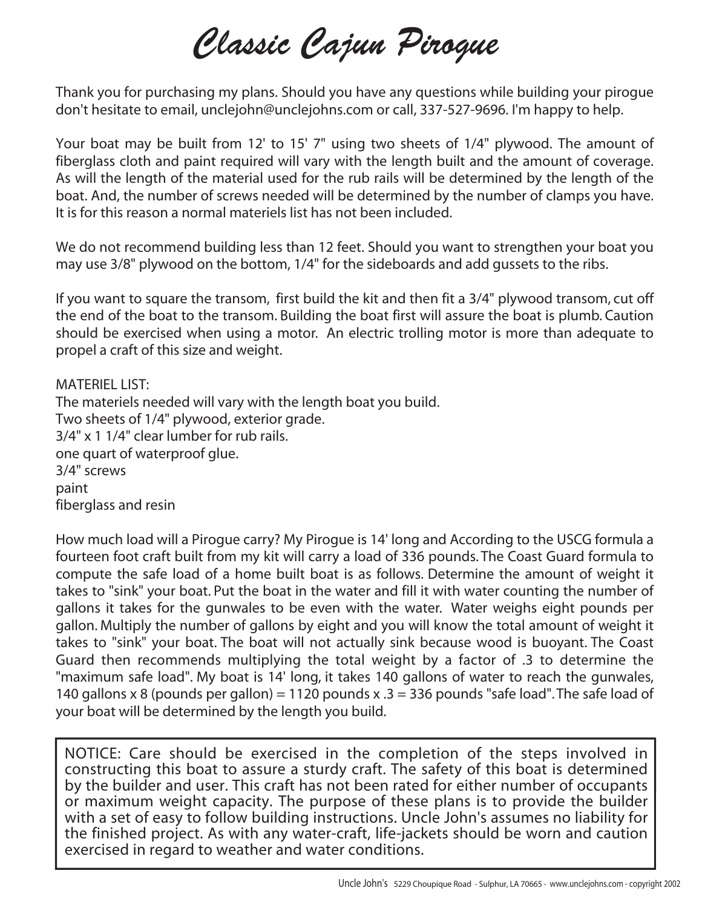# *Classic Cajun Pirogue*

Thank you for purchasing my plans. Should you have any questions while building your pirogue don't hesitate to email, unclejohn@unclejohns.com or call, 337-527-9696. I'm happy to help.

Your boat may be built from 12' to 15' 7" using two sheets of 1/4" plywood. The amount of fiberglass cloth and paint required will vary with the length built and the amount of coverage. As will the length of the material used for the rub rails will be determined by the length of the boat. And, the number of screws needed will be determined by the number of clamps you have. It is for this reason a normal materiels list has not been included.

We do not recommend building less than 12 feet. Should you want to strengthen your boat you may use 3/8" plywood on the bottom, 1/4" for the sideboards and add gussets to the ribs.

If you want to square the transom, first build the kit and then fit a 3/4" plywood transom, cut off the end of the boat to the transom. Building the boat first will assure the boat is plumb. Caution should be exercised when using a motor. An electric trolling motor is more than adequate to propel a craft of this size and weight.

MATERIEL LIST:
The materiels needed will vary with the length boat you build.
Two sheets of 1/4" plywood, exterior grade.
3/4" x 1 1/4" clear lumber for rub rails.
one quart of waterproof glue.
3/4" screws
paint
fiberglass and resin

How much load will a Pirogue carry? My Pirogue is 14' long and According to the USCG formula a fourteen foot craft built from my kit will carry a load of 336 pounds. The Coast Guard formula to compute the safe load of a home built boat is as follows. Determine the amount of weight it takes to "sink" your boat. Put the boat in the water and fill it with water counting the number of gallons it takes for the gunwales to be even with the water. Water weighs eight pounds per gallon. Multiply the number of gallons by eight and you will know the total amount of weight it takes to "sink" your boat. The boat will not actually sink because wood is buoyant. The Coast Guard then recommends multiplying the total weight by a factor of .3 to determine the "maximum safe load". My boat is 14' long, it takes 140 gallons of water to reach the gunwales, 140 gallons x 8 (pounds per gallon) = 1120 pounds x .3 = 336 pounds "safe load". The safe load of your boat will be determined by the length you build.

> NOTICE: Care should be exercised in the completion of the steps involved in constructing this boat to assure a sturdy craft. The safety of this boat is determined by the builder and user. This craft has not been rated for either number of occupants or maximum weight capacity. The purpose of these plans is to provide the builder with a set of easy to follow building instructions. Uncle John's assumes no liability for the finished project. As with any water-craft, life-jackets should be worn and caution exercised in regard to weather and water conditions.

Uncle John's 5229 Choupique Road - Sulphur, LA 70665 - www.unclejohns.com - copyright 2002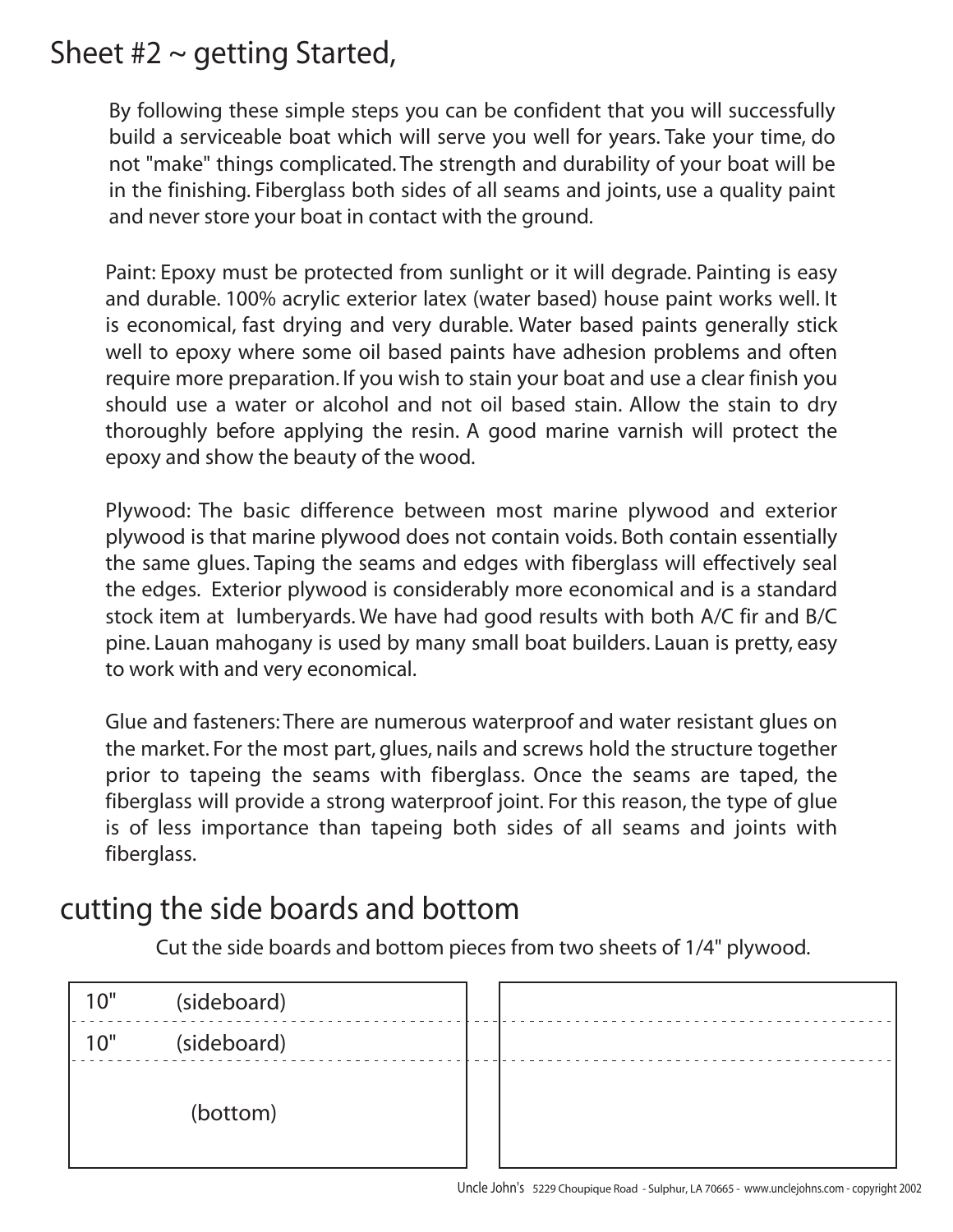# Sheet #2 ~ getting Started,

By following these simple steps you can be confident that you will successfully build a serviceable boat which will serve you well for years. Take your time, do not "make" things complicated. The strength and durability of your boat will be in the finishing. Fiberglass both sides of all seams and joints, use a quality paint and never store your boat in contact with the ground.

Paint: Epoxy must be protected from sunlight or it will degrade. Painting is easy and durable. 100% acrylic exterior latex (water based) house paint works well. It is economical, fast drying and very durable. Water based paints generally stick well to epoxy where some oil based paints have adhesion problems and often require more preparation. If you wish to stain your boat and use a clear finish you should use a water or alcohol and not oil based stain. Allow the stain to dry thoroughly before applying the resin. A good marine varnish will protect the epoxy and show the beauty of the wood.

Plywood: The basic difference between most marine plywood and exterior plywood is that marine plywood does not contain voids. Both contain essentially the same glues. Taping the seams and edges with fiberglass will effectively seal the edges. Exterior plywood is considerably more economical and is a standard stock item at lumberyards. We have had good results with both A/C fir and B/C pine. Lauan mahogany is used by many small boat builders. Lauan is pretty, easy to work with and very economical.

Glue and fasteners: There are numerous waterproof and water resistant glues on the market. For the most part, glues, nails and screws hold the structure together prior to tapeing the seams with fiberglass. Once the seams are taped, the fiberglass will provide a strong waterproof joint. For this reason, the type of glue is of less importance than tapeing both sides of all seams and joints with fiberglass.

## cutting the side boards and bottom

Cut the side boards and bottom pieces from two sheets of 1/4" plywood.

10" (sideboard)

10" (sideboard)

(bottom)

Uncle John's 5229 Choupique Road - Sulphur, LA 70665 - www.unclejohns.com - copyright 2002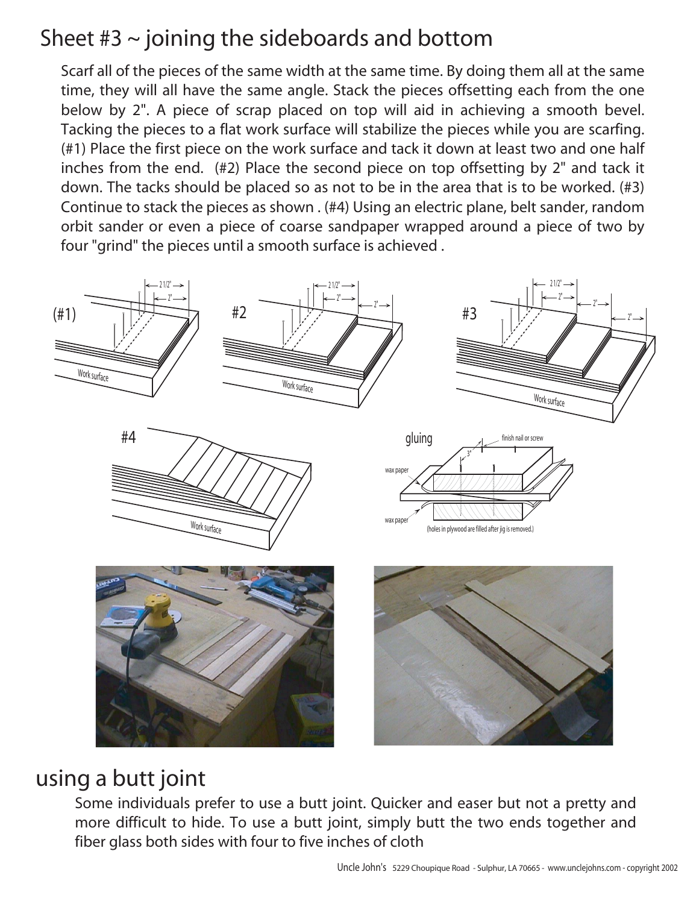# Sheet #3 ~ joining the sideboards and bottom

Scarf all of the pieces of the same width at the same time. By doing them all at the same time, they will all have the same angle. Stack the pieces offsetting each from the one below by 2". A piece of scrap placed on top will aid in achieving a smooth bevel. Tacking the pieces to a flat work surface will stabilize the pieces while you are scarfing. (#1) Place the first piece on the work surface and tack it down at least two and one half inches from the end. (#2) Place the second piece on top offsetting by 2" and tack it down. The tacks should be placed so as not to be in the area that is to be worked. (#3) Continue to stack the pieces as shown . (#4) Using an electric plane, belt sander, random orbit sander or even a piece of coarse sandpaper wrapped around a piece of two by four "grind" the pieces until a smooth surface is achieved .

# using a butt joint

Some individuals prefer to use a butt joint. Quicker and easer but not a pretty and more difficult to hide. To use a butt joint, simply butt the two ends together and fiber glass both sides with four to five inches of cloth

Uncle John's 5229 Choupique Road - Sulphur, LA 70665 - www.unclejohns.com - copyright 2002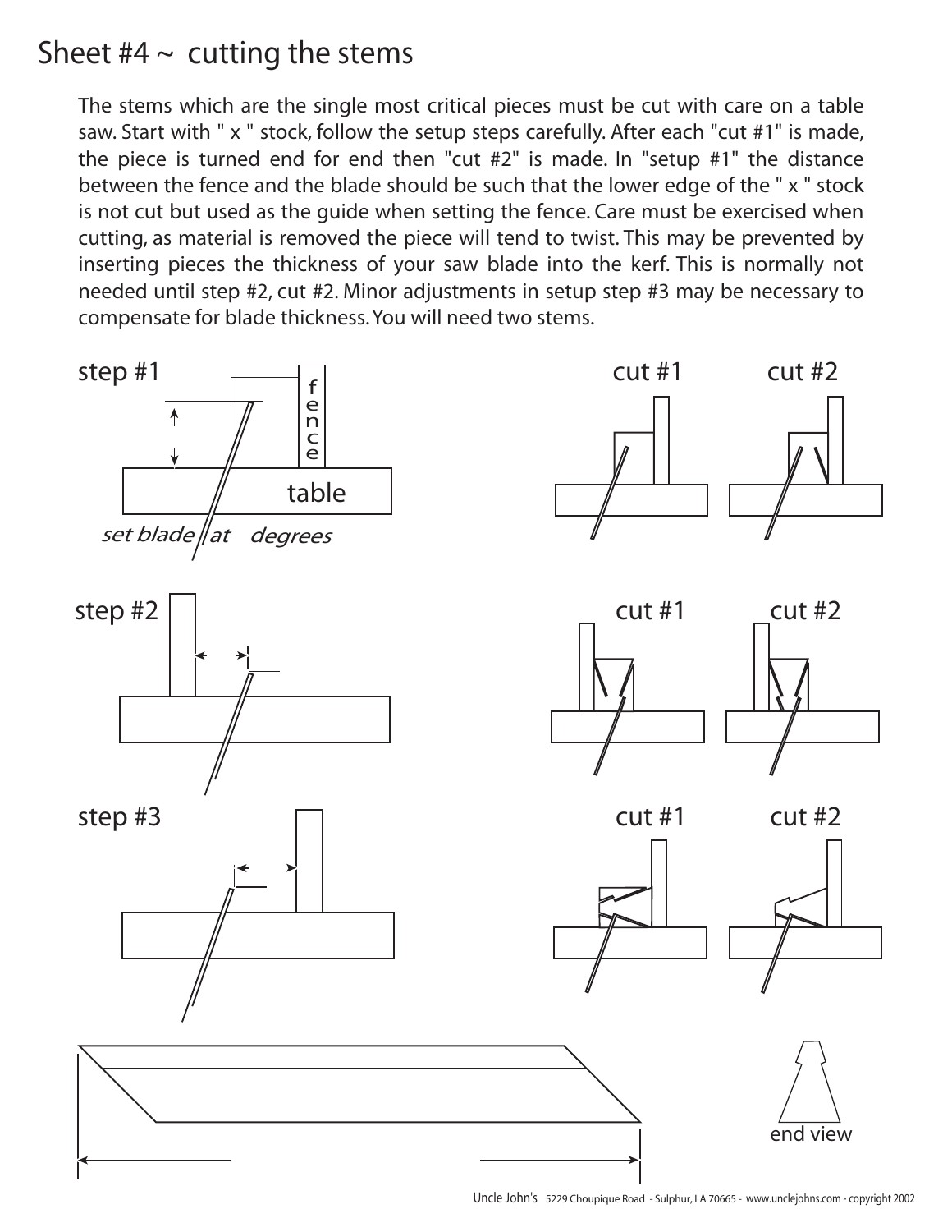# Sheet #4 ~ cutting the stems

The stems which are the single most critical pieces must be cut with care on a table saw. Start with " x " stock, follow the setup steps carefully. After each "cut #1" is made, the piece is turned end for end then "cut #2" is made. In "setup #1" the distance between the fence and the blade should be such that the lower edge of the " x " stock is not cut but used as the guide when setting the fence. Care must be exercised when cutting, as material is removed the piece will tend to twist. This may be prevented by inserting pieces the thickness of your saw blade into the kerf. This is normally not needed until step #2, cut #2. Minor adjustments in setup step #3 may be necessary to compensate for blade thickness. You will need two stems.

step #1

fence

table

*set blade at degrees*

cut #1

cut #2

step #2

cut #1

cut #2

step #3

cut #1

cut #2

end view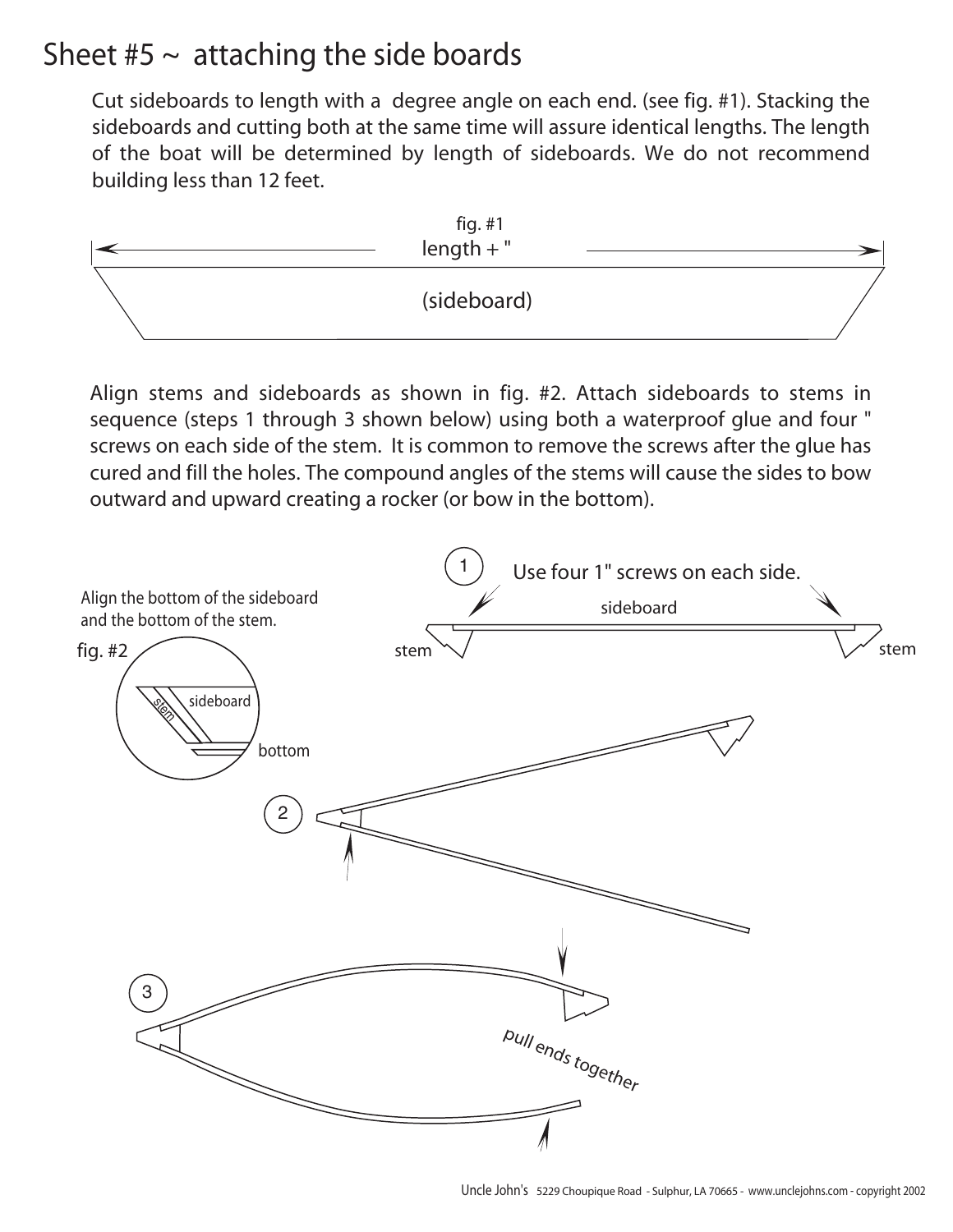# Sheet #5 ~ attaching the side boards

Cut sideboards to length with a degree angle on each end. (see fig. #1). Stacking the sideboards and cutting both at the same time will assure identical lengths. The length of the boat will be determined by length of sideboards. We do not recommend building less than 12 feet.

fig. #1

length + "

(sideboard)

Align stems and sideboards as shown in fig. #2. Attach sideboards to stems in sequence (steps 1 through 3 shown below) using both a waterproof glue and four " screws on each side of the stem. It is common to remove the screws after the glue has cured and fill the holes. The compound angles of the stems will cause the sides to bow outward and upward creating a rocker (or bow in the bottom).

Align the bottom of the sideboard and the bottom of the stem.

fig. #2

stem

sideboard

bottom

1 Use four 1" screws on each side.

sideboard

stem

stem

2

3

pull ends together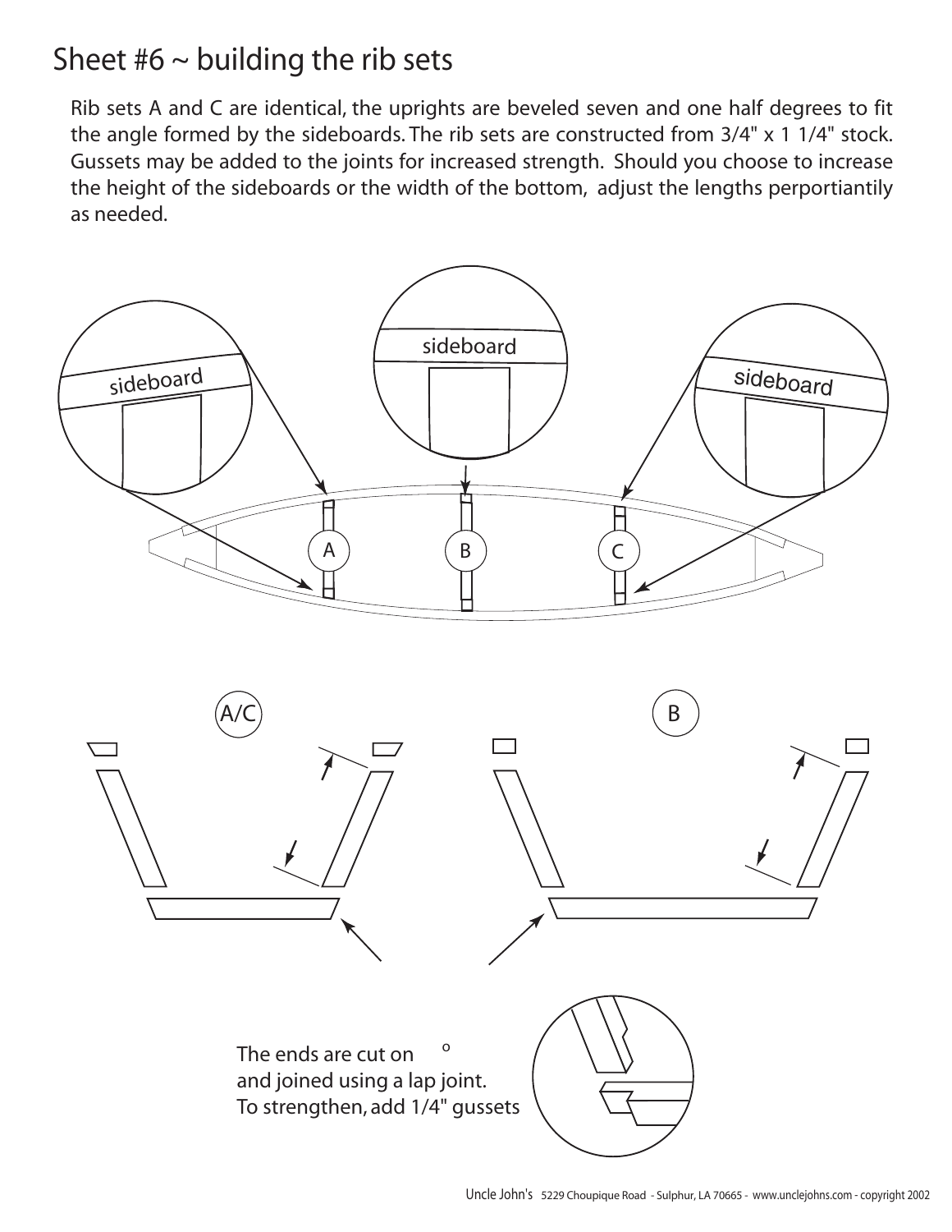# Sheet #6 ~ building the rib sets

Rib sets A and C are identical, the uprights are beveled seven and one half degrees to fit the angle formed by the sideboards. The rib sets are constructed from 3/4" x 1 1/4" stock. Gussets may be added to the joints for increased strength. Should you choose to increase the height of the sideboards or the width of the bottom, adjust the lengths perportiantly as needed.

sideboard

sideboard

sideboard

A

B

C

A/C

B

The ends are cut on °
and joined using a lap joint.
To strengthen, add 1/4" gussets

Uncle John's 5229 Choupique Road - Sulphur, LA 70665 - www.unclejohns.com - copyright 2002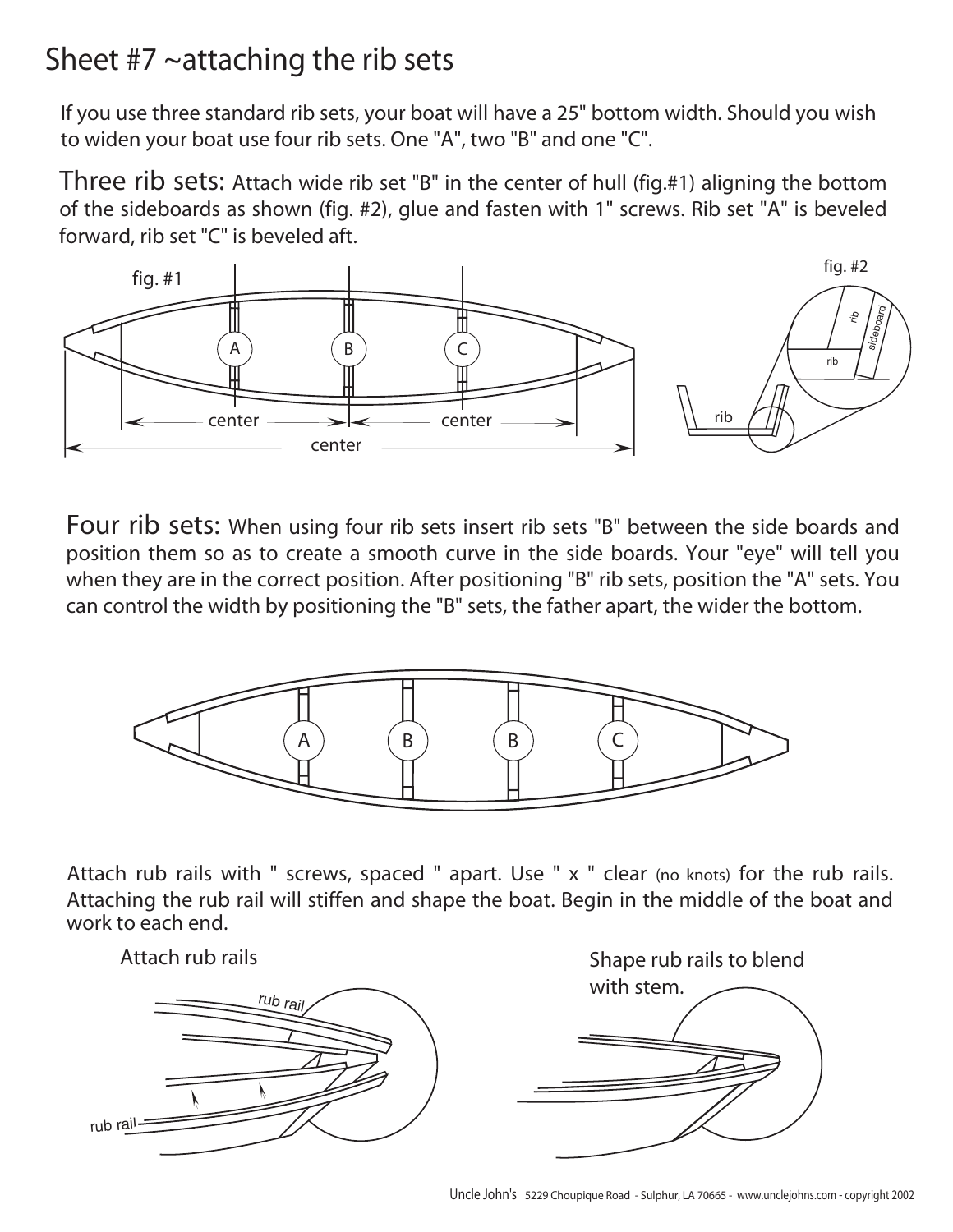# Sheet #7 ~attaching the rib sets

If you use three standard rib sets, your boat will have a 25" bottom width. Should you wish to widen your boat use four rib sets. One "A", two "B" and one "C".

**Three rib sets:** Attach wide rib set "B" in the center of hull (fig.#1) aligning the bottom of the sideboards as shown (fig. #2), glue and fasten with 1" screws. Rib set "A" is beveled forward, rib set "C" is beveled aft.

fig. #1

fig. #2

**Four rib sets:** When using four rib sets insert rib sets "B" between the side boards and position them so as to create a smooth curve in the side boards. Your "eye" will tell you when they are in the correct position. After positioning "B" rib sets, position the "A" sets. You can control the width by positioning the "B" sets, the father apart, the wider the bottom.

Attach rub rails with " screws, spaced " apart. Use " x " clear (no knots) for the rub rails. Attaching the rub rail will stiffen and shape the boat. Begin in the middle of the boat and work to each end.

Attach rub rails

Shape rub rails to blend with stem.

Uncle John's 5229 Choupique Road - Sulphur, LA 70665 - www.unclejohns.com - copyright 2002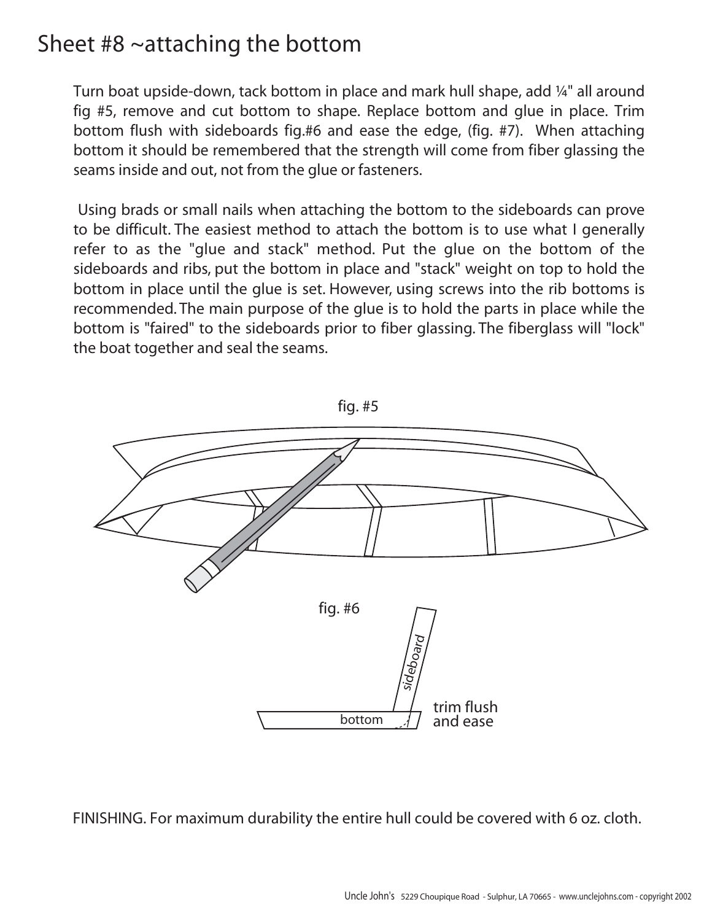# Sheet #8 ~attaching the bottom

Turn boat upside-down, tack bottom in place and mark hull shape, add ¼" all around fig #5, remove and cut bottom to shape. Replace bottom and glue in place. Trim bottom flush with sideboards fig.#6 and ease the edge, (fig. #7). When attaching bottom it should be remembered that the strength will come from fiber glassing the seams inside and out, not from the glue or fasteners.

Using brads or small nails when attaching the bottom to the sideboards can prove to be difficult. The easiest method to attach the bottom is to use what I generally refer to as the "glue and stack" method. Put the glue on the bottom of the sideboards and ribs, put the bottom in place and "stack" weight on top to hold the bottom in place until the glue is set. However, using screws into the rib bottoms is recommended. The main purpose of the glue is to hold the parts in place while the bottom is "faired" to the sideboards prior to fiber glassing. The fiberglass will "lock" the boat together and seal the seams.

fig. #5

fig. #6

sideboard

bottom

trim flush and ease

FINISHING. For maximum durability the entire hull could be covered with 6 oz. cloth.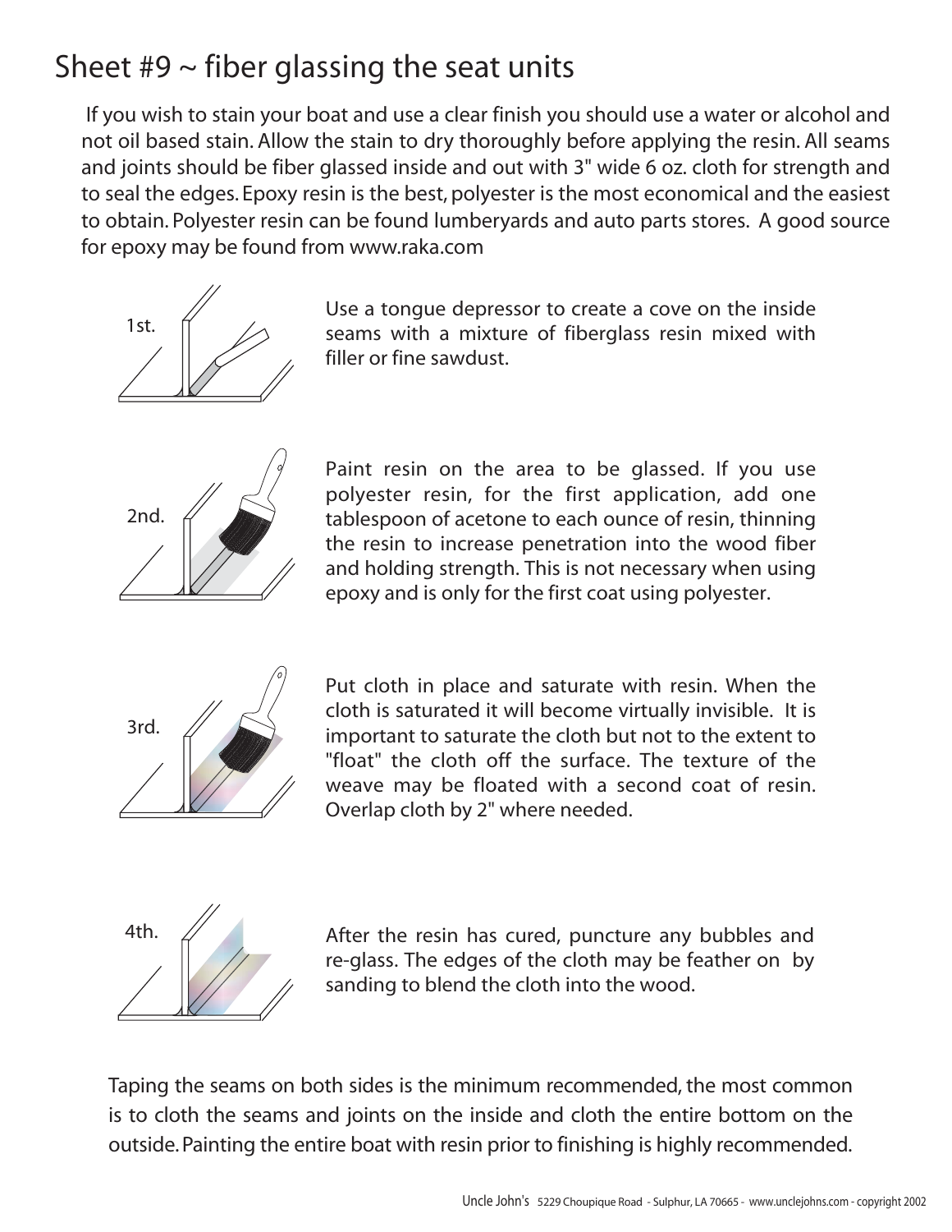# Sheet #9 ~ fiber glassing the seat units

If you wish to stain your boat and use a clear finish you should use a water or alcohol and not oil based stain. Allow the stain to dry thoroughly before applying the resin. All seams and joints should be fiber glassed inside and out with 3" wide 6 oz. cloth for strength and to seal the edges. Epoxy resin is the best, polyester is the most economical and the easiest to obtain. Polyester resin can be found lumberyards and auto parts stores. A good source for epoxy may be found from www.raka.com

1st.

Use a tongue depressor to create a cove on the inside seams with a mixture of fiberglass resin mixed with filler or fine sawdust.

2nd.

Paint resin on the area to be glassed. If you use polyester resin, for the first application, add one tablespoon of acetone to each ounce of resin, thinning the resin to increase penetration into the wood fiber and holding strength. This is not necessary when using epoxy and is only for the first coat using polyester.

3rd.

Put cloth in place and saturate with resin. When the cloth is saturated it will become virtually invisible. It is important to saturate the cloth but not to the extent to "float" the cloth off the surface. The texture of the weave may be floated with a second coat of resin. Overlap cloth by 2" where needed.

4th.

After the resin has cured, puncture any bubbles and re-glass. The edges of the cloth may be feather on by sanding to blend the cloth into the wood.

Taping the seams on both sides is the minimum recommended, the most common is to cloth the seams and joints on the inside and cloth the entire bottom on the outside. Painting the entire boat with resin prior to finishing is highly recommended.

Uncle John's 5229 Choupique Road - Sulphur, LA 70665 - www.unclejohns.com - copyright 2002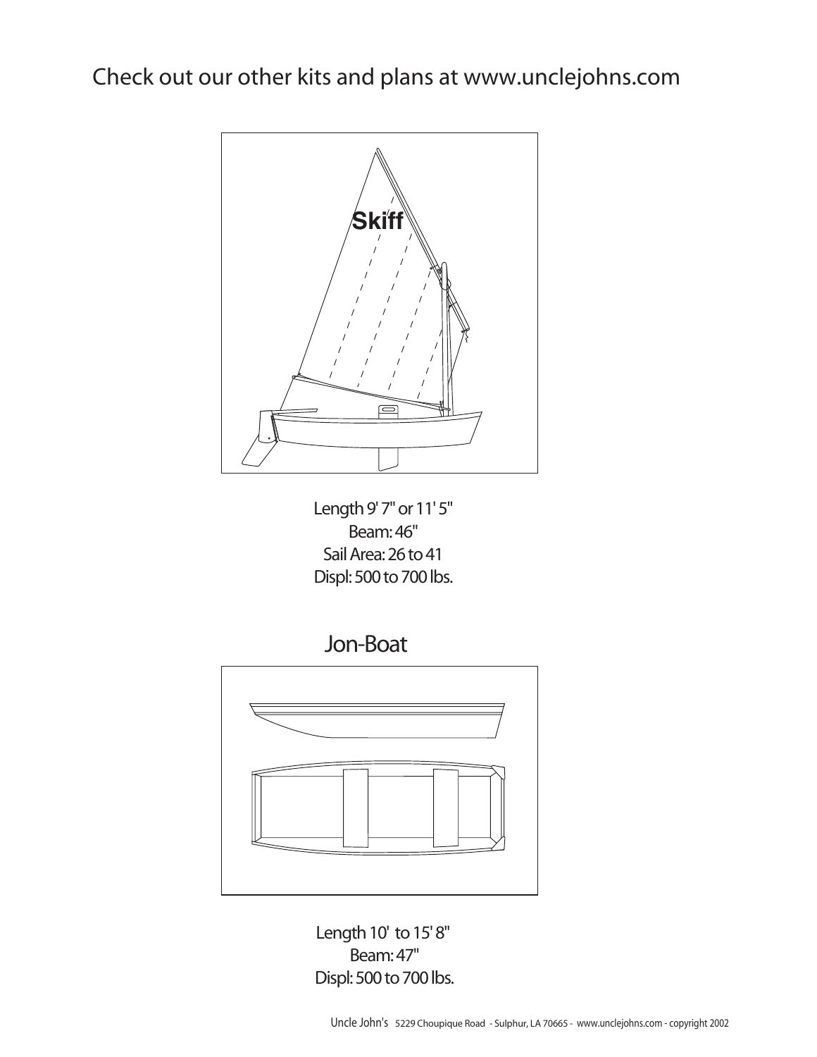Check out our other kits and plans at www.unclejohns.com

Skiff

Length 9' 7" or 11' 5"
Beam: 46"
Sail Area: 26 to 41
Displ: 500 to 700 lbs.

## Jon-Boat

Length 10' to 15' 8"
Beam: 47"
Displ: 500 to 700 lbs.

Uncle John's 5229 Choupique Road - Sulphur, LA 70665 - www.unclejohns.com - copyright 2002